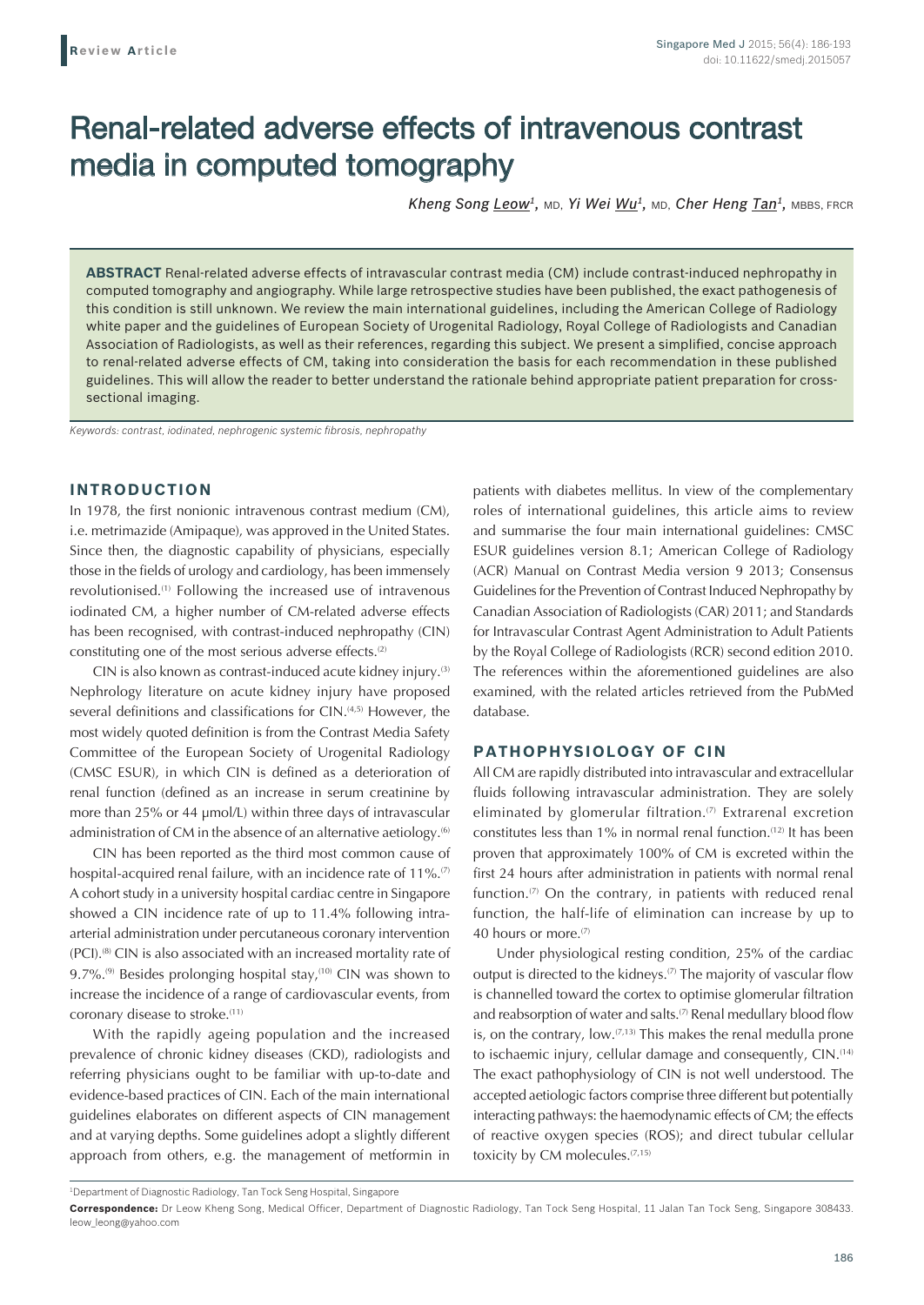Review Article

# Renal-related adverse effects of intravenous contrast media in computed tomography

*Kheng Song Leow[1]*, MD, *Yi Wei Wu[1]*, MD, *Cher Heng Tan[1]*, MBBS, FRCR

**ABSTRACT** Renal-related adverse effects of intravascular contrast media (CM) include contrast-induced nephropathy in computed tomography and angiography. While large retrospective studies have been published, the exact pathogenesis of this condition is still unknown. We review the main international guidelines, including the American College of Radiology white paper and the guidelines of European Society of Urogenital Radiology, Royal College of Radiologists and Canadian Association of Radiologists, as well as their references, regarding this subject. We present a simplified, concise approach to renal-related adverse effects of CM, taking into consideration the basis for each recommendation in these published guidelines. This will allow the reader to better understand the rationale behind appropriate patient preparation for cross-sectional imaging.

*Keywords: contrast, iodinated, nephrogenic systemic fibrosis, nephropathy*

## INTRODUCTION

In 1978, the first nonionic intravenous contrast medium (CM), i.e. metrimazide (Amipaque), was approved in the United States. Since then, the diagnostic capability of physicians, especially those in the fields of urology and cardiology, has been immensely revolutionised.[1] Following the increased use of intravenous iodinated CM, a higher number of CM-related adverse effects has been recognised, with contrast-induced nephropathy (CIN) constituting one of the most serious adverse effects.[2]

CIN is also known as contrast-induced acute kidney injury.[3] Nephrology literature on acute kidney injury have proposed several definitions and classifications for CIN.[4,5] However, the most widely quoted definition is from the Contrast Media Safety Committee of the European Society of Urogenital Radiology (CMSC ESUR), in which CIN is defined as a deterioration of renal function (defined as an increase in serum creatinine by more than 25% or 44 μmol/L) within three days of intravascular administration of CM in the absence of an alternative aetiology.[6]

CIN has been reported as the third most common cause of hospital-acquired renal failure, with an incidence rate of 11%.[7] A cohort study in a university hospital cardiac centre in Singapore showed a CIN incidence rate of up to 11.4% following intra-arterial administration under percutaneous coronary intervention (PCI).[8] CIN is also associated with an increased mortality rate of 9.7%.[9] Besides prolonging hospital stay,[10] CIN was shown to increase the incidence of a range of cardiovascular events, from coronary disease to stroke.[11]

With the rapidly ageing population and the increased prevalence of chronic kidney diseases (CKD), radiologists and referring physicians ought to be familiar with up-to-date and evidence-based practices of CIN. Each of the main international guidelines elaborates on different aspects of CIN management and at varying depths. Some guidelines adopt a slightly different approach from others, e.g. the management of metformin in patients with diabetes mellitus. In view of the complementary roles of international guidelines, this article aims to review and summarise the four main international guidelines: CMSC ESUR guidelines version 8.1; American College of Radiology (ACR) Manual on Contrast Media version 9 2013; Consensus Guidelines for the Prevention of Contrast Induced Nephropathy by Canadian Association of Radiologists (CAR) 2011; and Standards for Intravascular Contrast Agent Administration to Adult Patients by the Royal College of Radiologists (RCR) second edition 2010. The references within the aforementioned guidelines are also examined, with the related articles retrieved from the PubMed database.

## PATHOPHYSIOLOGY OF CIN

All CM are rapidly distributed into intravascular and extracellular fluids following intravascular administration. They are solely eliminated by glomerular filtration.[7] Extrarenal excretion constitutes less than 1% in normal renal function.[12] It has been proven that approximately 100% of CM is excreted within the first 24 hours after administration in patients with normal renal function.[7] On the contrary, in patients with reduced renal function, the half-life of elimination can increase by up to 40 hours or more.[7]

Under physiological resting condition, 25% of the cardiac output is directed to the kidneys.[7] The majority of vascular flow is channelled toward the cortex to optimise glomerular filtration and reabsorption of water and salts.[7] Renal medullary blood flow is, on the contrary, low.[7,13] This makes the renal medulla prone to ischaemic injury, cellular damage and consequently, CIN.[14] The exact pathophysiology of CIN is not well understood. The accepted aetiologic factors comprise three different but potentially interacting pathways: the haemodynamic effects of CM; the effects of reactive oxygen species (ROS); and direct tubular cellular toxicity by CM molecules.[7,15]

[1]Department of Diagnostic Radiology, Tan Tock Seng Hospital, Singapore

**Correspondence:** Dr Leow Kheng Song, Medical Officer, Department of Diagnostic Radiology, Tan Tock Seng Hospital, 11 Jalan Tan Tock Seng, Singapore 308433. leow_leong@yahoo.com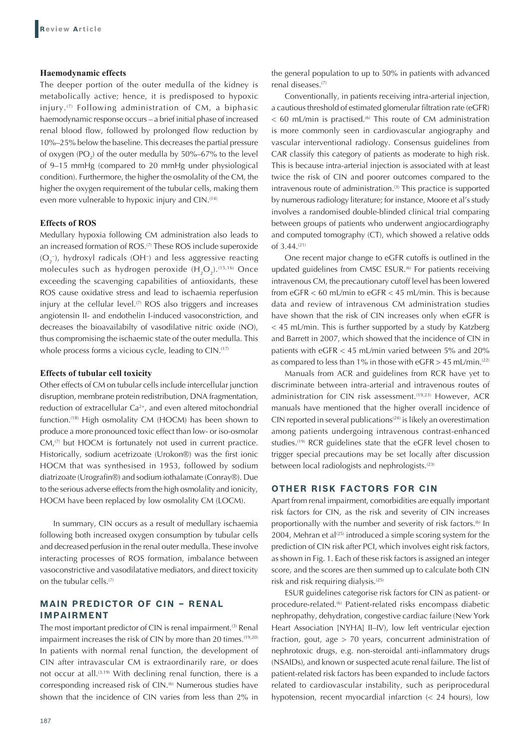### Haemodynamic effects

The deeper portion of the outer medulla of the kidney is metabolically active; hence, it is predisposed to hypoxic injury.[7] Following administration of CM, a biphasic haemodynamic response occurs – a brief initial phase of increased renal blood flow, followed by prolonged flow reduction by 10%–25% below the baseline. This decreases the partial pressure of oxygen ($PO_2$) of the outer medulla by 50%–67% to the level of 9–15 mmHg (compared to 20 mmHg under physiological condition). Furthermore, the higher the osmolality of the CM, the higher the oxygen requirement of the tubular cells, making them even more vulnerable to hypoxic injury and CIN.[14]

### Effects of ROS

Medullary hypoxia following CM administration also leads to an increased formation of ROS.[7] These ROS include superoxide ($O_2^-$), hydroxyl radicals ($OH^-$) and less aggressive reacting molecules such as hydrogen peroxide ($H_2O_2$).[15,16] Once exceeding the scavenging capabilities of antioxidants, these ROS cause oxidative stress and lead to ischaemia reperfusion injury at the cellular level.[7] ROS also triggers and increases angiotensin II- and endothelin I-induced vasoconstriction, and decreases the bioavailabilty of vasodilative nitric oxide (NO), thus compromising the ischaemic state of the outer medulla. This whole process forms a vicious cycle, leading to CIN.[17]

### Effects of tubular cell toxicity

Other effects of CM on tubular cells include intercellular junction disruption, membrane protein redistribution, DNA fragmentation, reduction of extracellular $Ca^{2+}$, and even altered mitochondrial function.[18] High osmolality CM (HOCM) has been shown to produce a more pronounced toxic effect than low- or iso-osmolar CM,[7] but HOCM is fortunately not used in current practice. Historically, sodium acetrizoate (Urokon®) was the first ionic HOCM that was synthesised in 1953, followed by sodium diatrizoate (Urografin®) and sodium iothalamate (Conray®). Due to the serious adverse effects from the high osmolality and ionicity, HOCM have been replaced by low osmolality CM (LOCM).

In summary, CIN occurs as a result of medullary ischaemia following both increased oxygen consumption by tubular cells and decreased perfusion in the renal outer medulla. These involve interacting processes of ROS formation, imbalance between vasoconstrictive and vasodilatative mediators, and direct toxicity on the tubular cells.[7]

## MAIN PREDICTOR OF CIN – RENAL IMPAIRMENT

The most important predictor of CIN is renal impairment.[3] Renal impairment increases the risk of CIN by more than 20 times.[19,20] In patients with normal renal function, the development of CIN after intravascular CM is extraordinarily rare, or does not occur at all.[3,19] With declining renal function, there is a corresponding increased risk of CIN.[6] Numerous studies have shown that the incidence of CIN varies from less than 2% in the general population to up to 50% in patients with advanced renal diseases.[7]

Conventionally, in patients receiving intra-arterial injection, a cautious threshold of estimated glomerular filtration rate (eGFR) < 60 mL/min is practised.[6] This route of CM administration is more commonly seen in cardiovascular angiography and vascular interventional radiology. Consensus guidelines from CAR classify this category of patients as moderate to high risk. This is because intra-arterial injection is associated with at least twice the risk of CIN and poorer outcomes compared to the intravenous route of administration.[3] This practice is supported by numerous radiology literature; for instance, Moore et al's study involves a randomised double-blinded clinical trial comparing between groups of patients who underwent angiocardiography and computed tomography (CT), which showed a relative odds of 3.44.[21]

One recent major change to eGFR cutoffs is outlined in the updated guidelines from CMSC ESUR.[6] For patients receiving intravenous CM, the precautionary cutoff level has been lowered from eGFR < 60 mL/min to eGFR < 45 mL/min. This is because data and review of intravenous CM administration studies have shown that the risk of CIN increases only when eGFR is < 45 mL/min. This is further supported by a study by Katzberg and Barrett in 2007, which showed that the incidence of CIN in patients with eGFR < 45 mL/min varied between 5% and 20% as compared to less than 1% in those with eGFR > 45 mL/min.[22]

Manuals from ACR and guidelines from RCR have yet to discriminate between intra-arterial and intravenous routes of administration for CIN risk assessment.[19,23] However, ACR manuals have mentioned that the higher overall incidence of CIN reported in several publications[24] is likely an overestimation among patients undergoing intravenous contrast-enhanced studies.[19] RCR guidelines state that the eGFR level chosen to trigger special precautions may be set locally after discussion between local radiologists and nephrologists.[23]

## OTHER RISK FACTORS FOR CIN

Apart from renal impairment, comorbidities are equally important risk factors for CIN, as the risk and severity of CIN increases proportionally with the number and severity of risk factors.[6] In 2004, Mehran et al[25] introduced a simple scoring system for the prediction of CIN risk after PCI, which involves eight risk factors, as shown in Fig. 1. Each of these risk factors is assigned an integer score, and the scores are then summed up to calculate both CIN risk and risk requiring dialysis.[25]

ESUR guidelines categorise risk factors for CIN as patient- or procedure-related.[6] Patient-related risks encompass diabetic nephropathy, dehydration, congestive cardiac failure (New York Heart Association [NYHA] II–IV), low left ventricular ejection fraction, gout, age > 70 years, concurrent administration of nephrotoxic drugs, e.g. non-steroidal anti-inflammatory drugs (NSAIDs), and known or suspected acute renal failure. The list of patient-related risk factors has been expanded to include factors related to cardiovascular instability, such as periprocedural hypotension, recent myocardial infarction (< 24 hours), low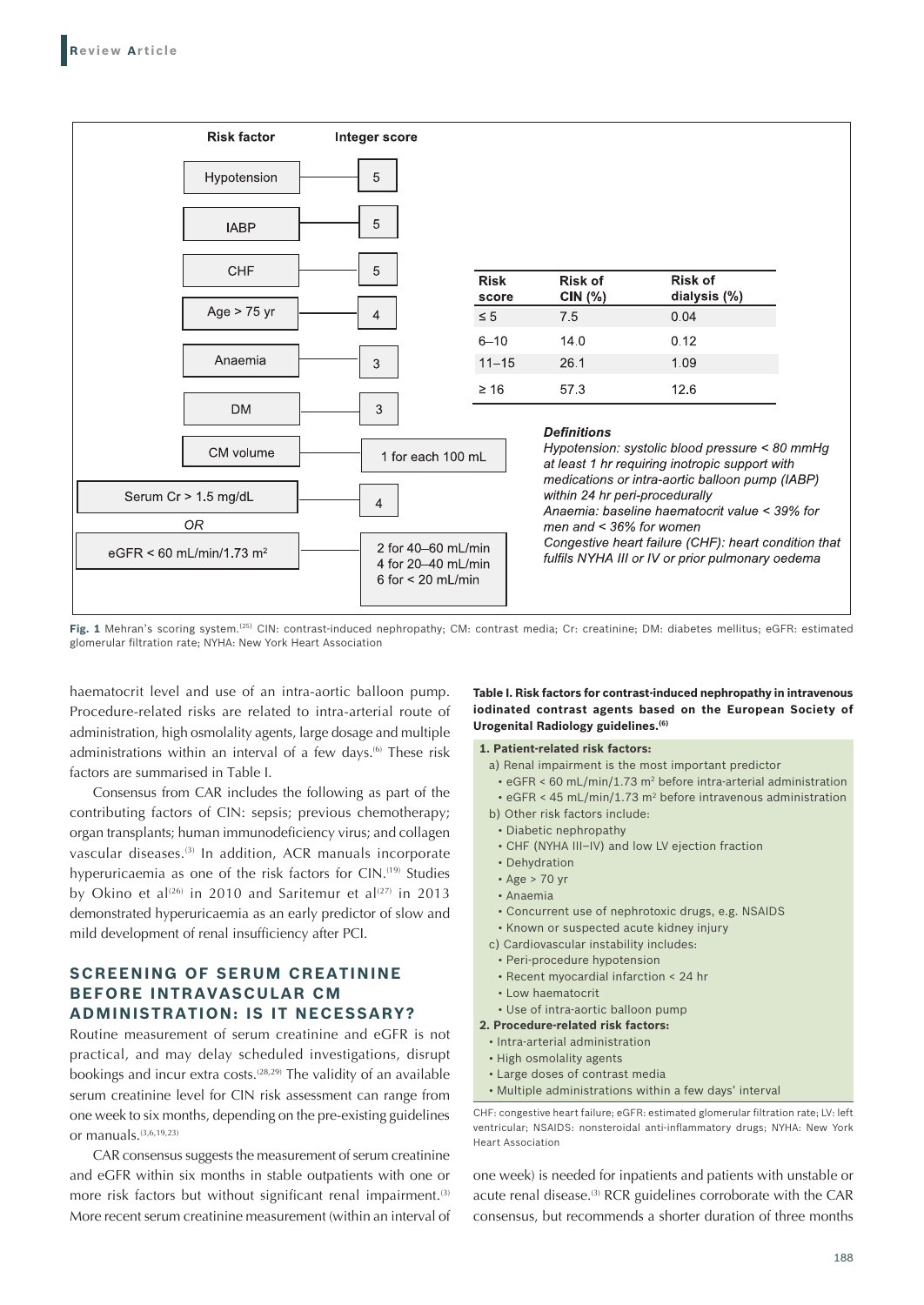| Risk factor | Integer score |
|---|---|
| Hypotension | 5 |
| IABP | 5 |
| CHF | 5 |
| Age > 75 yr | 4 |
| Anaemia | 3 |
| DM | 3 |
| CM volume | 1 for each 100 mL |
| Serum Cr > 1.5 mg/dL | 4 |
| *OR* | |
| eGFR < 60 mL/min/1.73 m$^2$ | 2 for 40–60 mL/min<br>4 for 20–40 mL/min<br>6 for < 20 mL/min |

| Risk score | Risk of CIN (%) | Risk of dialysis (%) |
|---|---|---|
| ≤ 5 | 7.5 | 0.04 |
| 6–10 | 14.0 | 0.12 |
| 11–15 | 26.1 | 1.09 |
| ≥ 16 | 57.3 | 12.6 |

***Definitions***

*Hypotension: systolic blood pressure < 80 mmHg at least 1 hr requiring inotropic support with medications or intra-aortic balloon pump (IABP) within 24 hr peri-procedurally*

*Anaemia: baseline haematocrit value < 39% for men and < 36% for women*

*Congestive heart failure (CHF): heart condition that fulfils NYHA III or IV or prior pulmonary oedema*

**Fig. 1** Mehran's scoring system.[25] CIN: contrast-induced nephropathy; CM: contrast media; Cr: creatinine; DM: diabetes mellitus; eGFR: estimated glomerular filtration rate; NYHA: New York Heart Association

haematocrit level and use of an intra-aortic balloon pump. Procedure-related risks are related to intra-arterial route of administration, high osmolality agents, large dosage and multiple administrations within an interval of a few days.[6] These risk factors are summarised in Table I.

Consensus from CAR includes the following as part of the contributing factors of CIN: sepsis; previous chemotherapy; organ transplants; human immunodeficiency virus; and collagen vascular diseases.[3] In addition, ACR manuals incorporate hyperuricaemia as one of the risk factors for CIN.[19] Studies by Okino et al[26] in 2010 and Saritemur et al[27] in 2013 demonstrated hyperuricaemia as an early predictor of slow and mild development of renal insufficiency after PCI.

## SCREENING OF SERUM CREATININE BEFORE INTRAVASCULAR CM ADMINISTRATION: IS IT NECESSARY?

Routine measurement of serum creatinine and eGFR is not practical, and may delay scheduled investigations, disrupt bookings and incur extra costs.[28,29] The validity of an available serum creatinine level for CIN risk assessment can range from one week to six months, depending on the pre-existing guidelines or manuals.[3,6,19,23]

CAR consensus suggests the measurement of serum creatinine and eGFR within six months in stable outpatients with one or more risk factors but without significant renal impairment.[3] More recent serum creatinine measurement (within an interval of one week) is needed for inpatients and patients with unstable or acute renal disease.[3] RCR guidelines corroborate with the CAR consensus, but recommends a shorter duration of three months

**Table I. Risk factors for contrast-induced nephropathy in intravenous iodinated contrast agents based on the European Society of Urogenital Radiology guidelines.[6]**

**1. Patient-related risk factors:**
- a) Renal impairment is the most important predictor
  - eGFR < 60 mL/min/1.73 m$^2$ before intra-arterial administration
  - eGFR < 45 mL/min/1.73 m$^2$ before intravenous administration
- b) Other risk factors include:
  - Diabetic nephropathy
  - CHF (NYHA III–IV) and low LV ejection fraction
  - Dehydration
  - Age > 70 yr
  - Anaemia
  - Concurrent use of nephrotoxic drugs, e.g. NSAIDS
  - Known or suspected acute kidney injury
- c) Cardiovascular instability includes:
  - Peri-procedure hypotension
  - Recent myocardial infarction < 24 hr
  - Low haematocrit
  - Use of intra-aortic balloon pump

**2. Procedure-related risk factors:**
- Intra-arterial administration
- High osmolality agents
- Large doses of contrast media
- Multiple administrations within a few days' interval

CHF: congestive heart failure; eGFR: estimated glomerular filtration rate; LV: left ventricular; NSAIDS: nonsteroidal anti-inflammatory drugs; NYHA: New York Heart Association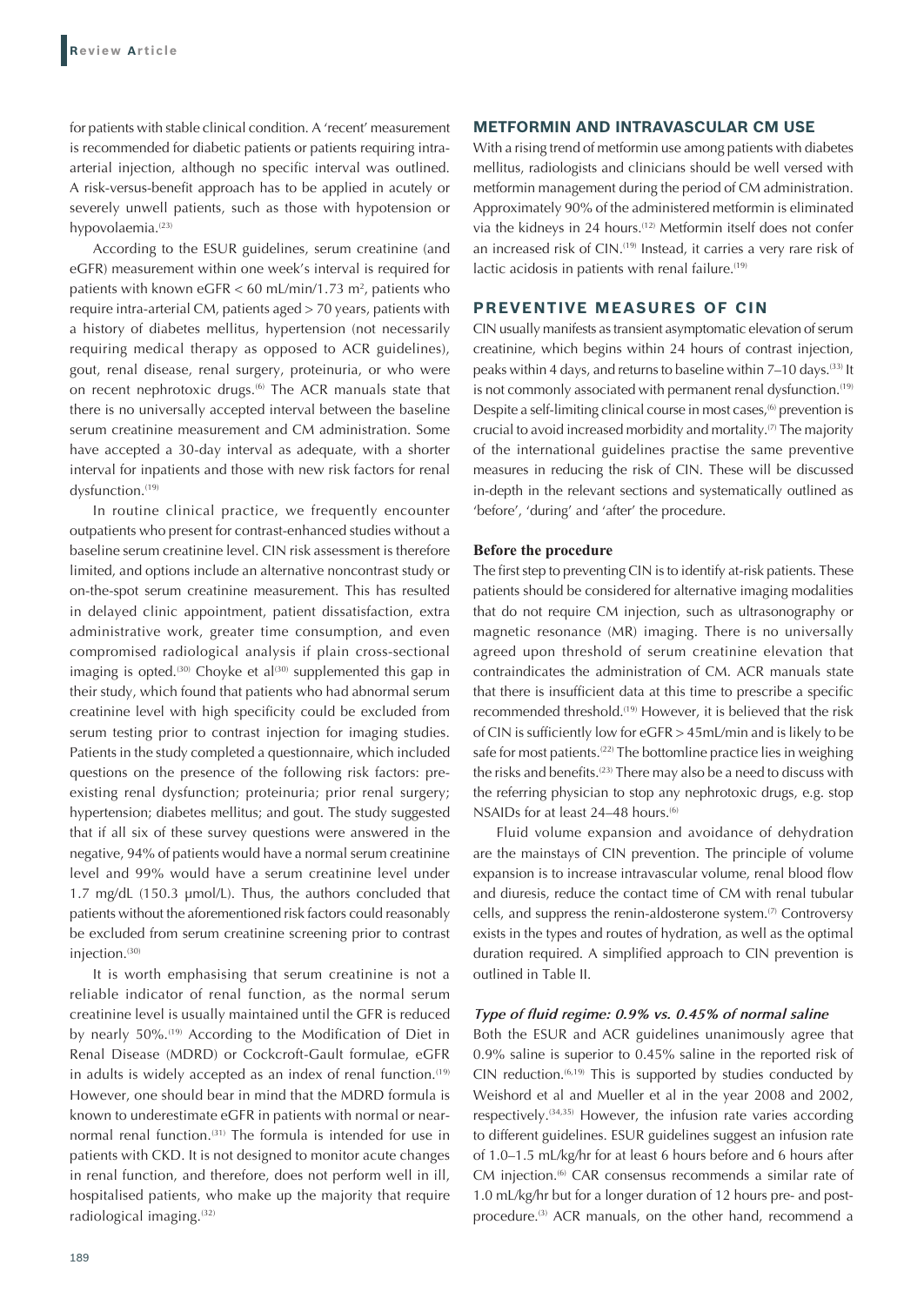for patients with stable clinical condition. A 'recent' measurement is recommended for diabetic patients or patients requiring intra-arterial injection, although no specific interval was outlined. A risk-versus-benefit approach has to be applied in acutely or severely unwell patients, such as those with hypotension or hypovolaemia.[23]

According to the ESUR guidelines, serum creatinine (and eGFR) measurement within one week's interval is required for patients with known eGFR < 60 mL/min/1.73 m$^2$, patients who require intra-arterial CM, patients aged > 70 years, patients with a history of diabetes mellitus, hypertension (not necessarily requiring medical therapy as opposed to ACR guidelines), gout, renal disease, renal surgery, proteinuria, or who were on recent nephrotoxic drugs.[6] The ACR manuals state that there is no universally accepted interval between the baseline serum creatinine measurement and CM administration. Some have accepted a 30-day interval as adequate, with a shorter interval for inpatients and those with new risk factors for renal dysfunction.[19]

In routine clinical practice, we frequently encounter outpatients who present for contrast-enhanced studies without a baseline serum creatinine level. CIN risk assessment is therefore limited, and options include an alternative noncontrast study or on-the-spot serum creatinine measurement. This has resulted in delayed clinic appointment, patient dissatisfaction, extra administrative work, greater time consumption, and even compromised radiological analysis if plain cross-sectional imaging is opted.[30] Choyke et al[30] supplemented this gap in their study, which found that patients who had abnormal serum creatinine level with high specificity could be excluded from serum testing prior to contrast injection for imaging studies. Patients in the study completed a questionnaire, which included questions on the presence of the following risk factors: pre-existing renal dysfunction; proteinuria; prior renal surgery; hypertension; diabetes mellitus; and gout. The study suggested that if all six of these survey questions were answered in the negative, 94% of patients would have a normal serum creatinine level and 99% would have a serum creatinine level under 1.7 mg/dL (150.3 μmol/L). Thus, the authors concluded that patients without the aforementioned risk factors could reasonably be excluded from serum creatinine screening prior to contrast injection.[30]

It is worth emphasising that serum creatinine is not a reliable indicator of renal function, as the normal serum creatinine level is usually maintained until the GFR is reduced by nearly 50%.[19] According to the Modification of Diet in Renal Disease (MDRD) or Cockcroft-Gault formulae, eGFR in adults is widely accepted as an index of renal function.[19] However, one should bear in mind that the MDRD formula is known to underestimate eGFR in patients with normal or near-normal renal function.[31] The formula is intended for use in patients with CKD. It is not designed to monitor acute changes in renal function, and therefore, does not perform well in ill, hospitalised patients, who make up the majority that require radiological imaging.[32]

## METFORMIN AND INTRAVASCULAR CM USE

With a rising trend of metformin use among patients with diabetes mellitus, radiologists and clinicians should be well versed with metformin management during the period of CM administration. Approximately 90% of the administered metformin is eliminated via the kidneys in 24 hours.[12] Metformin itself does not confer an increased risk of CIN.[19] Instead, it carries a very rare risk of lactic acidosis in patients with renal failure.[19]

## PREVENTIVE MEASURES OF CIN

CIN usually manifests as transient asymptomatic elevation of serum creatinine, which begins within 24 hours of contrast injection, peaks within 4 days, and returns to baseline within 7–10 days.[33] It is not commonly associated with permanent renal dysfunction.[19] Despite a self-limiting clinical course in most cases,[6] prevention is crucial to avoid increased morbidity and mortality.[7] The majority of the international guidelines practise the same preventive measures in reducing the risk of CIN. These will be discussed in-depth in the relevant sections and systematically outlined as 'before', 'during' and 'after' the procedure.

### Before the procedure

The first step to preventing CIN is to identify at-risk patients. These patients should be considered for alternative imaging modalities that do not require CM injection, such as ultrasonography or magnetic resonance (MR) imaging. There is no universally agreed upon threshold of serum creatinine elevation that contraindicates the administration of CM. ACR manuals state that there is insufficient data at this time to prescribe a specific recommended threshold.[19] However, it is believed that the risk of CIN is sufficiently low for eGFR > 45mL/min and is likely to be safe for most patients.[22] The bottomline practice lies in weighing the risks and benefits.[23] There may also be a need to discuss with the referring physician to stop any nephrotoxic drugs, e.g. stop NSAIDs for at least 24–48 hours.[6]

Fluid volume expansion and avoidance of dehydration are the mainstays of CIN prevention. The principle of volume expansion is to increase intravascular volume, renal blood flow and diuresis, reduce the contact time of CM with renal tubular cells, and suppress the renin-aldosterone system.[7] Controversy exists in the types and routes of hydration, as well as the optimal duration required. A simplified approach to CIN prevention is outlined in Table II.

#### *Type of fluid regime: 0.9% vs. 0.45% of normal saline*

Both the ESUR and ACR guidelines unanimously agree that 0.9% saline is superior to 0.45% saline in the reported risk of CIN reduction.[6,19] This is supported by studies conducted by Weishord et al and Mueller et al in the year 2008 and 2002, respectively.[34,35] However, the infusion rate varies according to different guidelines. ESUR guidelines suggest an infusion rate of 1.0–1.5 mL/kg/hr for at least 6 hours before and 6 hours after CM injection.[6] CAR consensus recommends a similar rate of 1.0 mL/kg/hr but for a longer duration of 12 hours pre- and post-procedure.[3] ACR manuals, on the other hand, recommend a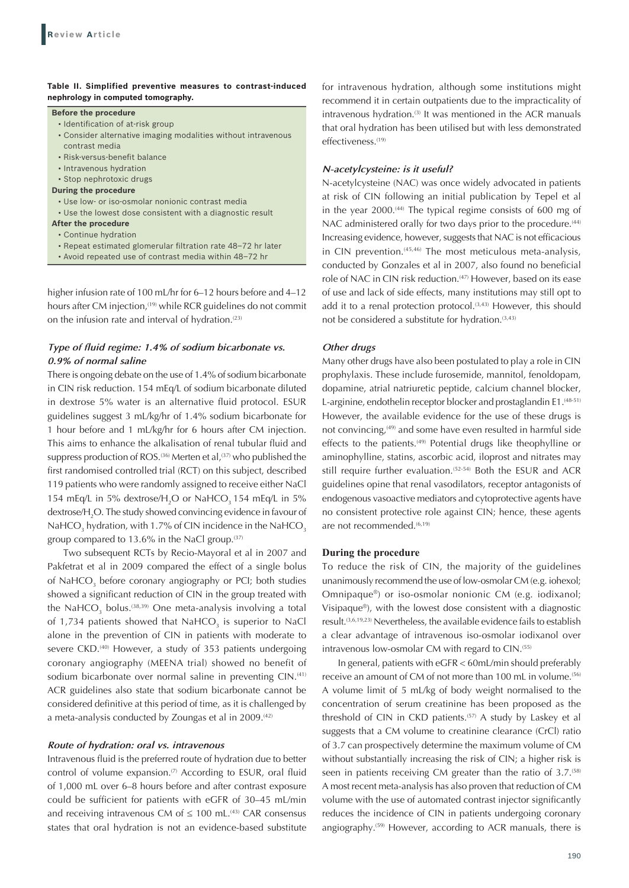**Table II. Simplified preventive measures to contrast-induced nephrology in computed tomography.**

| |
|---|
| **Before the procedure** |
| • Identification of at-risk group |
| • Consider alternative imaging modalities without intravenous contrast media |
| • Risk-versus-benefit balance |
| • Intravenous hydration |
| • Stop nephrotoxic drugs |
| **During the procedure** |
| • Use low- or iso-osmolar nonionic contrast media |
| • Use the lowest dose consistent with a diagnostic result |
| **After the procedure** |
| • Continue hydration |
| • Repeat estimated glomerular filtration rate 48–72 hr later |
| • Avoid repeated use of contrast media within 48–72 hr |

higher infusion rate of 100 mL/hr for 6–12 hours before and 4–12 hours after CM injection,[19] while RCR guidelines do not commit on the infusion rate and interval of hydration.[23]

### *Type of fluid regime: 1.4% of sodium bicarbonate vs. 0.9% of normal saline*

There is ongoing debate on the use of 1.4% of sodium bicarbonate in CIN risk reduction. 154 mEq/L of sodium bicarbonate diluted in dextrose 5% water is an alternative fluid protocol. ESUR guidelines suggest 3 mL/kg/hr of 1.4% sodium bicarbonate for 1 hour before and 1 mL/kg/hr for 6 hours after CM injection. This aims to enhance the alkalisation of renal tubular fluid and suppress production of ROS.[36] Merten et al,[37] who published the first randomised controlled trial (RCT) on this subject, described 119 patients who were randomly assigned to receive either NaCl 154 mEq/L in 5% dextrose/$H_2O$ or $NaHCO_3$ 154 mEq/L in 5% dextrose/$H_2O$. The study showed convincing evidence in favour of $NaHCO_3$ hydration, with 1.7% of CIN incidence in the $NaHCO_3$ group compared to 13.6% in the NaCl group.[37]

Two subsequent RCTs by Recio-Mayoral et al in 2007 and Pakfetrat et al in 2009 compared the effect of a single bolus of $NaHCO_3$ before coronary angiography or PCI; both studies showed a significant reduction of CIN in the group treated with the $NaHCO_3$ bolus.[38,39] One meta-analysis involving a total of 1,734 patients showed that $NaHCO_3$ is superior to NaCl alone in the prevention of CIN in patients with moderate to severe CKD.[40] However, a study of 353 patients undergoing coronary angiography (MEENA trial) showed no benefit of sodium bicarbonate over normal saline in preventing CIN.[41] ACR guidelines also state that sodium bicarbonate cannot be considered definitive at this period of time, as it is challenged by a meta-analysis conducted by Zoungas et al in 2009.[42]

### *Route of hydration: oral vs. intravenous*

Intravenous fluid is the preferred route of hydration due to better control of volume expansion.[7] According to ESUR, oral fluid of 1,000 mL over 6–8 hours before and after contrast exposure could be sufficient for patients with eGFR of 30–45 mL/min and receiving intravenous CM of ≤ 100 mL.[43] CAR consensus states that oral hydration is not an evidence-based substitute for intravenous hydration, although some institutions might recommend it in certain outpatients due to the impracticality of intravenous hydration.[3] It was mentioned in the ACR manuals that oral hydration has been utilised but with less demonstrated effectiveness.[19]

### *N-acetylcysteine: is it useful?*

N-acetylcysteine (NAC) was once widely advocated in patients at risk of CIN following an initial publication by Tepel et al in the year 2000.[44] The typical regime consists of 600 mg of NAC administered orally for two days prior to the procedure.[44] Increasing evidence, however, suggests that NAC is not efficacious in CIN prevention.[45,46] The most meticulous meta-analysis, conducted by Gonzales et al in 2007, also found no beneficial role of NAC in CIN risk reduction.[47] However, based on its ease of use and lack of side effects, many institutions may still opt to add it to a renal protection protocol.[3,43] However, this should not be considered a substitute for hydration.[3,43]

### *Other drugs*

Many other drugs have also been postulated to play a role in CIN prophylaxis. These include furosemide, mannitol, fenoldopam, dopamine, atrial natriuretic peptide, calcium channel blocker, L-arginine, endothelin receptor blocker and prostaglandin E1.[48-51] However, the available evidence for the use of these drugs is not convincing,[49] and some have even resulted in harmful side effects to the patients.[49] Potential drugs like theophylline or aminophylline, statins, ascorbic acid, iloprost and nitrates may still require further evaluation.[52-54] Both the ESUR and ACR guidelines opine that renal vasodilators, receptor antagonists of endogenous vasoactive mediators and cytoprotective agents have no consistent protective role against CIN; hence, these agents are not recommended.[6,19]

## During the procedure

To reduce the risk of CIN, the majority of the guidelines unanimously recommend the use of low-osmolar CM (e.g. iohexol; Omnipaque®) or iso-osmolar nonionic CM (e.g. iodixanol; Visipaque®), with the lowest dose consistent with a diagnostic result.[3,6,19,23] Nevertheless, the available evidence fails to establish a clear advantage of intravenous iso-osmolar iodixanol over intravenous low-osmolar CM with regard to CIN.[55]

In general, patients with eGFR < 60mL/min should preferably receive an amount of CM of not more than 100 mL in volume.[56] A volume limit of 5 mL/kg of body weight normalised to the concentration of serum creatinine has been proposed as the threshold of CIN in CKD patients.[57] A study by Laskey et al suggests that a CM volume to creatinine clearance (CrCl) ratio of 3.7 can prospectively determine the maximum volume of CM without substantially increasing the risk of CIN; a higher risk is seen in patients receiving CM greater than the ratio of 3.7.[58] A most recent meta-analysis has also proven that reduction of CM volume with the use of automated contrast injector significantly reduces the incidence of CIN in patients undergoing coronary angiography.[59] However, according to ACR manuals, there is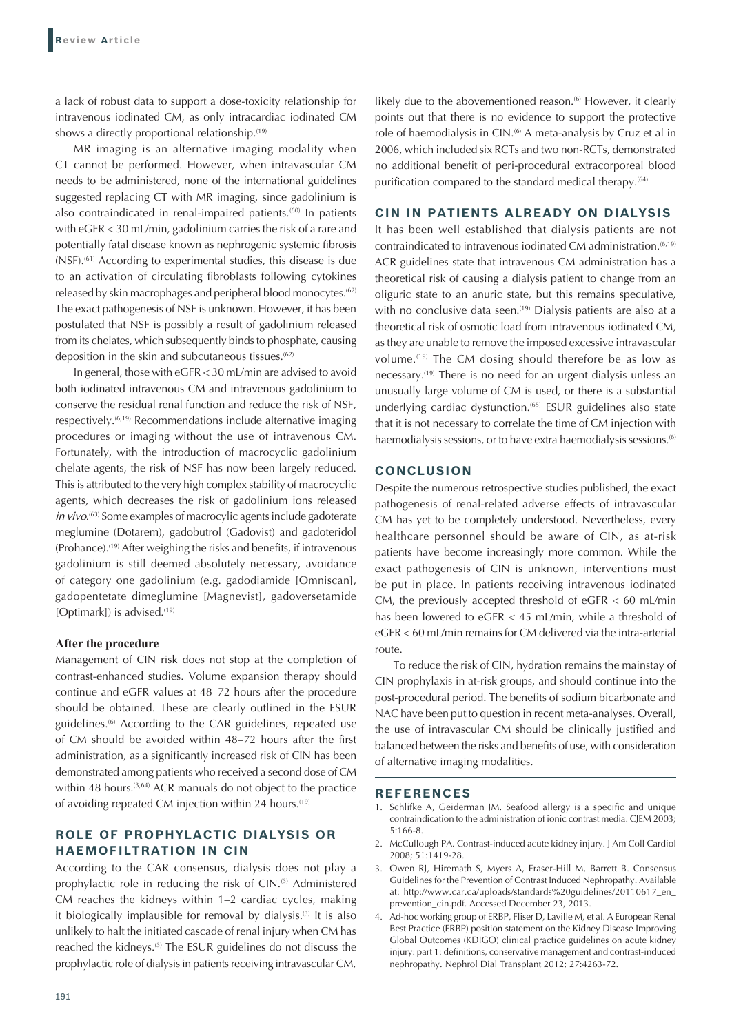a lack of robust data to support a dose-toxicity relationship for intravenous iodinated CM, as only intracardiac iodinated CM shows a directly proportional relationship.[19]

MR imaging is an alternative imaging modality when CT cannot be performed. However, when intravascular CM needs to be administered, none of the international guidelines suggested replacing CT with MR imaging, since gadolinium is also contraindicated in renal-impaired patients.[60] In patients with eGFR < 30 mL/min, gadolinium carries the risk of a rare and potentially fatal disease known as nephrogenic systemic fibrosis (NSF).[61] According to experimental studies, this disease is due to an activation of circulating fibroblasts following cytokines released by skin macrophages and peripheral blood monocytes.[62] The exact pathogenesis of NSF is unknown. However, it has been postulated that NSF is possibly a result of gadolinium released from its chelates, which subsequently binds to phosphate, causing deposition in the skin and subcutaneous tissues.[62]

In general, those with eGFR < 30 mL/min are advised to avoid both iodinated intravenous CM and intravenous gadolinium to conserve the residual renal function and reduce the risk of NSF, respectively.[6,19] Recommendations include alternative imaging procedures or imaging without the use of intravenous CM. Fortunately, with the introduction of macrocyclic gadolinium chelate agents, the risk of NSF has now been largely reduced. This is attributed to the very high complex stability of macrocyclic agents, which decreases the risk of gadolinium ions released *in vivo*.[63] Some examples of macrocylic agents include gadoterate meglumine (Dotarem), gadobutrol (Gadovist) and gadoteridol (Prohance).[19] After weighing the risks and benefits, if intravenous gadolinium is still deemed absolutely necessary, avoidance of category one gadolinium (e.g. gadodiamide [Omniscan], gadopentetate dimeglumine [Magnevist], gadoversetamide [Optimark]) is advised.[19]

### After the procedure

Management of CIN risk does not stop at the completion of contrast-enhanced studies. Volume expansion therapy should continue and eGFR values at 48–72 hours after the procedure should be obtained. These are clearly outlined in the ESUR guidelines.[6] According to the CAR guidelines, repeated use of CM should be avoided within 48–72 hours after the first administration, as a significantly increased risk of CIN has been demonstrated among patients who received a second dose of CM within 48 hours.[3,64] ACR manuals do not object to the practice of avoiding repeated CM injection within 24 hours.[19]

## ROLE OF PROPHYLACTIC DIALYSIS OR HAEMOFILTRATION IN CIN

According to the CAR consensus, dialysis does not play a prophylactic role in reducing the risk of CIN.[3] Administered CM reaches the kidneys within 1–2 cardiac cycles, making it biologically implausible for removal by dialysis.[3] It is also unlikely to halt the initiated cascade of renal injury when CM has reached the kidneys.[3] The ESUR guidelines do not discuss the prophylactic role of dialysis in patients receiving intravascular CM, likely due to the abovementioned reason.[6] However, it clearly points out that there is no evidence to support the protective role of haemodialysis in CIN.[6] A meta-analysis by Cruz et al in 2006, which included six RCTs and two non-RCTs, demonstrated no additional benefit of peri-procedural extracorporeal blood purification compared to the standard medical therapy.[64]

## CIN IN PATIENTS ALREADY ON DIALYSIS

It has been well established that dialysis patients are not contraindicated to intravenous iodinated CM administration.[6,19] ACR guidelines state that intravenous CM administration has a theoretical risk of causing a dialysis patient to change from an oliguric state to an anuric state, but this remains speculative, with no conclusive data seen.[19] Dialysis patients are also at a theoretical risk of osmotic load from intravenous iodinated CM, as they are unable to remove the imposed excessive intravascular volume.[19] The CM dosing should therefore be as low as necessary.[19] There is no need for an urgent dialysis unless an unusually large volume of CM is used, or there is a substantial underlying cardiac dysfunction.[65] ESUR guidelines also state that it is not necessary to correlate the time of CM injection with haemodialysis sessions, or to have extra haemodialysis sessions.[6]

## CONCLUSION

Despite the numerous retrospective studies published, the exact pathogenesis of renal-related adverse effects of intravascular CM has yet to be completely understood. Nevertheless, every healthcare personnel should be aware of CIN, as at-risk patients have become increasingly more common. While the exact pathogenesis of CIN is unknown, interventions must be put in place. In patients receiving intravenous iodinated CM, the previously accepted threshold of eGFR < 60 mL/min has been lowered to eGFR < 45 mL/min, while a threshold of eGFR < 60 mL/min remains for CM delivered via the intra-arterial route.

To reduce the risk of CIN, hydration remains the mainstay of CIN prophylaxis in at-risk groups, and should continue into the post-procedural period. The benefits of sodium bicarbonate and NAC have been put to question in recent meta-analyses. Overall, the use of intravascular CM should be clinically justified and balanced between the risks and benefits of use, with consideration of alternative imaging modalities.

## REFERENCES

1. Schlifke A, Geiderman JM. Seafood allergy is a specific and unique contraindication to the administration of ionic contrast media. CJEM 2003; 5:166-8.
2. McCullough PA. Contrast-induced acute kidney injury. J Am Coll Cardiol 2008; 51:1419-28.
3. Owen RJ, Hiremath S, Myers A, Fraser-Hill M, Barrett B. Consensus Guidelines for the Prevention of Contrast Induced Nephropathy. Available at: http://www.car.ca/uploads/standards%20guidelines/20110617_en_prevention_cin.pdf. Accessed December 23, 2013.
4. Ad-hoc working group of ERBP, Fliser D, Laville M, et al. A European Renal Best Practice (ERBP) position statement on the Kidney Disease Improving Global Outcomes (KDIGO) clinical practice guidelines on acute kidney injury: part 1: definitions, conservative management and contrast-induced nephropathy. Nephrol Dial Transplant 2012; 27:4263-72.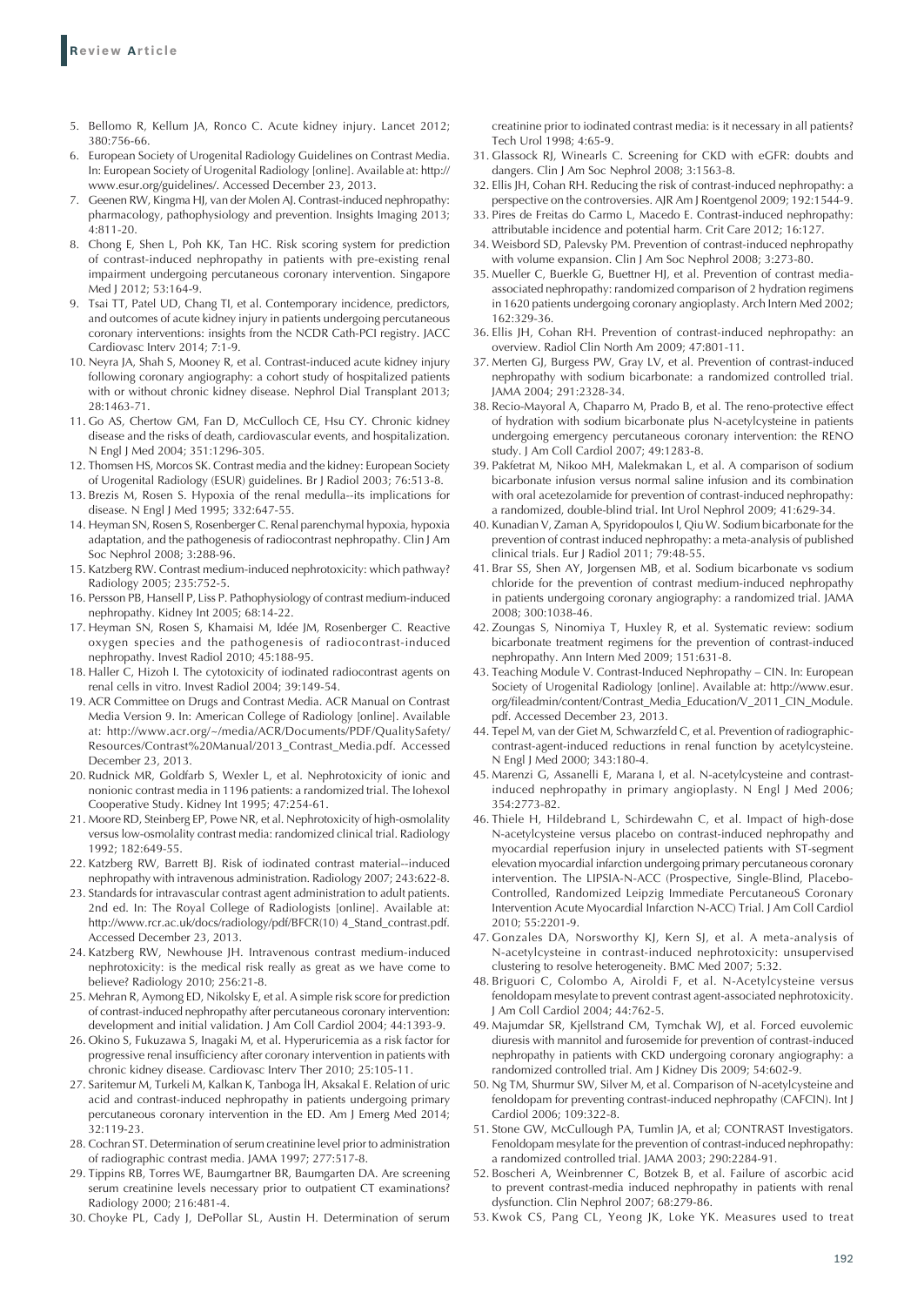5. Bellomo R, Kellum JA, Ronco C. Acute kidney injury. Lancet 2012; 380:756-66.
6. European Society of Urogenital Radiology Guidelines on Contrast Media. In: European Society of Urogenital Radiology [online]. Available at: http://www.esur.org/guidelines/. Accessed December 23, 2013.
7. Geenen RW, Kingma HJ, van der Molen AJ. Contrast-induced nephropathy: pharmacology, pathophysiology and prevention. Insights Imaging 2013; 4:811-20.
8. Chong E, Shen L, Poh KK, Tan HC. Risk scoring system for prediction of contrast-induced nephropathy in patients with pre-existing renal impairment undergoing percutaneous coronary intervention. Singapore Med J 2012; 53:164-9.
9. Tsai TT, Patel UD, Chang TI, et al. Contemporary incidence, predictors, and outcomes of acute kidney injury in patients undergoing percutaneous coronary interventions: insights from the NCDR Cath-PCI registry. JACC Cardiovasc Interv 2014; 7:1-9.
10. Neyra JA, Shah S, Mooney R, et al. Contrast-induced acute kidney injury following coronary angiography: a cohort study of hospitalized patients with or without chronic kidney disease. Nephrol Dial Transplant 2013; 28:1463-71.
11. Go AS, Chertow GM, Fan D, McCulloch CE, Hsu CY. Chronic kidney disease and the risks of death, cardiovascular events, and hospitalization. N Engl J Med 2004; 351:1296-305.
12. Thomsen HS, Morcos SK. Contrast media and the kidney: European Society of Urogenital Radiology (ESUR) guidelines. Br J Radiol 2003; 76:513-8.
13. Brezis M, Rosen S. Hypoxia of the renal medulla--its implications for disease. N Engl J Med 1995; 332:647-55.
14. Heyman SN, Rosen S, Rosenberger C. Renal parenchymal hypoxia, hypoxia adaptation, and the pathogenesis of radiocontrast nephropathy. Clin J Am Soc Nephrol 2008; 3:288-96.
15. Katzberg RW. Contrast medium-induced nephrotoxicity: which pathway? Radiology 2005; 235:752-5.
16. Persson PB, Hansell P, Liss P. Pathophysiology of contrast medium-induced nephropathy. Kidney Int 2005; 68:14-22.
17. Heyman SN, Rosen S, Khamaisi M, Idée JM, Rosenberger C. Reactive oxygen species and the pathogenesis of radiocontrast-induced nephropathy. Invest Radiol 2010; 45:188-95.
18. Haller C, Hizoh I. The cytotoxicity of iodinated radiocontrast agents on renal cells in vitro. Invest Radiol 2004; 39:149-54.
19. ACR Committee on Drugs and Contrast Media. ACR Manual on Contrast Media Version 9. In: American College of Radiology [online]. Available at: http://www.acr.org/~/media/ACR/Documents/PDF/QualitySafety/Resources/Contrast%20Manual/2013_Contrast_Media.pdf. Accessed December 23, 2013.
20. Rudnick MR, Goldfarb S, Wexler L, et al. Nephrotoxicity of ionic and nonionic contrast media in 1196 patients: a randomized trial. The Iohexol Cooperative Study. Kidney Int 1995; 47:254-61.
21. Moore RD, Steinberg EP, Powe NR, et al. Nephrotoxicity of high-osmolality versus low-osmolality contrast media: randomized clinical trial. Radiology 1992; 182:649-55.
22. Katzberg RW, Barrett BJ. Risk of iodinated contrast material--induced nephropathy with intravenous administration. Radiology 2007; 243:622-8.
23. Standards for intravascular contrast agent administration to adult patients. 2nd ed. In: The Royal College of Radiologists [online]. Available at: http://www.rcr.ac.uk/docs/radiology/pdf/BFCR(10) 4_Stand_contrast.pdf. Accessed December 23, 2013.
24. Katzberg RW, Newhouse JH. Intravenous contrast medium-induced nephrotoxicity: is the medical risk really as great as we have come to believe? Radiology 2010; 256:21-8.
25. Mehran R, Aymong ED, Nikolsky E, et al. A simple risk score for prediction of contrast-induced nephropathy after percutaneous coronary intervention: development and initial validation. J Am Coll Cardiol 2004; 44:1393-9.
26. Okino S, Fukuzawa S, Inagaki M, et al. Hyperuricemia as a risk factor for progressive renal insufficiency after coronary intervention in patients with chronic kidney disease. Cardiovasc Interv Ther 2010; 25:105-11.
27. Saritemur M, Turkeli M, Kalkan K, Tanboga İH, Aksakal E. Relation of uric acid and contrast-induced nephropathy in patients undergoing primary percutaneous coronary intervention in the ED. Am J Emerg Med 2014; 32:119-23.
28. Cochran ST. Determination of serum creatinine level prior to administration of radiographic contrast media. JAMA 1997; 277:517-8.
29. Tippins RB, Torres WE, Baumgartner BR, Baumgarten DA. Are screening serum creatinine levels necessary prior to outpatient CT examinations? Radiology 2000; 216:481-4.
30. Choyke PL, Cady J, DePollar SL, Austin H. Determination of serum creatinine prior to iodinated contrast media: is it necessary in all patients? Tech Urol 1998; 4:65-9.
31. Glassock RJ, Winearls C. Screening for CKD with eGFR: doubts and dangers. Clin J Am Soc Nephrol 2008; 3:1563-8.
32. Ellis JH, Cohan RH. Reducing the risk of contrast-induced nephropathy: a perspective on the controversies. AJR Am J Roentgenol 2009; 192:1544-9.
33. Pires de Freitas do Carmo L, Macedo E. Contrast-induced nephropathy: attributable incidence and potential harm. Crit Care 2012; 16:127.
34. Weisbord SD, Palevsky PM. Prevention of contrast-induced nephropathy with volume expansion. Clin J Am Soc Nephrol 2008; 3:273-80.
35. Mueller C, Buerkle G, Buettner HJ, et al. Prevention of contrast media-associated nephropathy: randomized comparison of 2 hydration regimens in 1620 patients undergoing coronary angioplasty. Arch Intern Med 2002; 162:329-36.
36. Ellis JH, Cohan RH. Prevention of contrast-induced nephropathy: an overview. Radiol Clin North Am 2009; 47:801-11.
37. Merten GJ, Burgess PW, Gray LV, et al. Prevention of contrast-induced nephropathy with sodium bicarbonate: a randomized controlled trial. JAMA 2004; 291:2328-34.
38. Recio-Mayoral A, Chaparro M, Prado B, et al. The reno-protective effect of hydration with sodium bicarbonate plus N-acetylcysteine in patients undergoing emergency percutaneous coronary intervention: the RENO study. J Am Coll Cardiol 2007; 49:1283-8.
39. Pakfetrat M, Nikoo MH, Malekmakan L, et al. A comparison of sodium bicarbonate infusion versus normal saline infusion and its combination with oral acetezolamide for prevention of contrast-induced nephropathy: a randomized, double-blind trial. Int Urol Nephrol 2009; 41:629-34.
40. Kunadian V, Zaman A, Spyridopoulos I, Qiu W. Sodium bicarbonate for the prevention of contrast induced nephropathy: a meta-analysis of published clinical trials. Eur J Radiol 2011; 79:48-55.
41. Brar SS, Shen AY, Jorgensen MB, et al. Sodium bicarbonate vs sodium chloride for the prevention of contrast medium-induced nephropathy in patients undergoing coronary angiography: a randomized trial. JAMA 2008; 300:1038-46.
42. Zoungas S, Ninomiya T, Huxley R, et al. Systematic review: sodium bicarbonate treatment regimens for the prevention of contrast-induced nephropathy. Ann Intern Med 2009; 151:631-8.
43. Teaching Module V. Contrast-Induced Nephropathy – CIN. In: European Society of Urogenital Radiology [online]. Available at: http://www.esur.org/fileadmin/content/Contrast_Media_Education/V_2011_CIN_Module.pdf. Accessed December 23, 2013.
44. Tepel M, van der Giet M, Schwarzfeld C, et al. Prevention of radiographic-contrast-agent-induced reductions in renal function by acetylcysteine. N Engl J Med 2000; 343:180-4.
45. Marenzi G, Assanelli E, Marana I, et al. N-acetylcysteine and contrast-induced nephropathy in primary angioplasty. N Engl J Med 2006; 354:2773-82.
46. Thiele H, Hildebrand L, Schirdewahn C, et al. Impact of high-dose N-acetylcysteine versus placebo on contrast-induced nephropathy and myocardial reperfusion injury in unselected patients with ST-segment elevation myocardial infarction undergoing primary percutaneous coronary intervention. The LIPSIA-N-ACC (Prospective, Single-Blind, Placebo-Controlled, Randomized Leipzig Immediate PercutaneouS Coronary Intervention Acute Myocardial Infarction N-ACC) Trial. J Am Coll Cardiol 2010; 55:2201-9.
47. Gonzales DA, Norsworthy KJ, Kern SJ, et al. A meta-analysis of N-acetylcysteine in contrast-induced nephrotoxicity: unsupervised clustering to resolve heterogeneity. BMC Med 2007; 5:32.
48. Briguori C, Colombo A, Airoldi F, et al. N-Acetylcysteine versus fenoldopam mesylate to prevent contrast agent-associated nephrotoxicity. J Am Coll Cardiol 2004; 44:762-5.
49. Majumdar SR, Kjellstrand CM, Tymchak WJ, et al. Forced euvolemic diuresis with mannitol and furosemide for prevention of contrast-induced nephropathy in patients with CKD undergoing coronary angiography: a randomized controlled trial. Am J Kidney Dis 2009; 54:602-9.
50. Ng TM, Shurmur SW, Silver M, et al. Comparison of N-acetylcysteine and fenoldopam for preventing contrast-induced nephropathy (CAFCIN). Int J Cardiol 2006; 109:322-8.
51. Stone GW, McCullough PA, Tumlin JA, et al; CONTRAST Investigators. Fenoldopam mesylate for the prevention of contrast-induced nephropathy: a randomized controlled trial. JAMA 2003; 290:2284-91.
52. Boscheri A, Weinbrenner C, Botzek B, et al. Failure of ascorbic acid to prevent contrast-media induced nephropathy in patients with renal dysfunction. Clin Nephrol 2007; 68:279-86.
53. Kwok CS, Pang CL, Yeong JK, Loke YK. Measures used to treat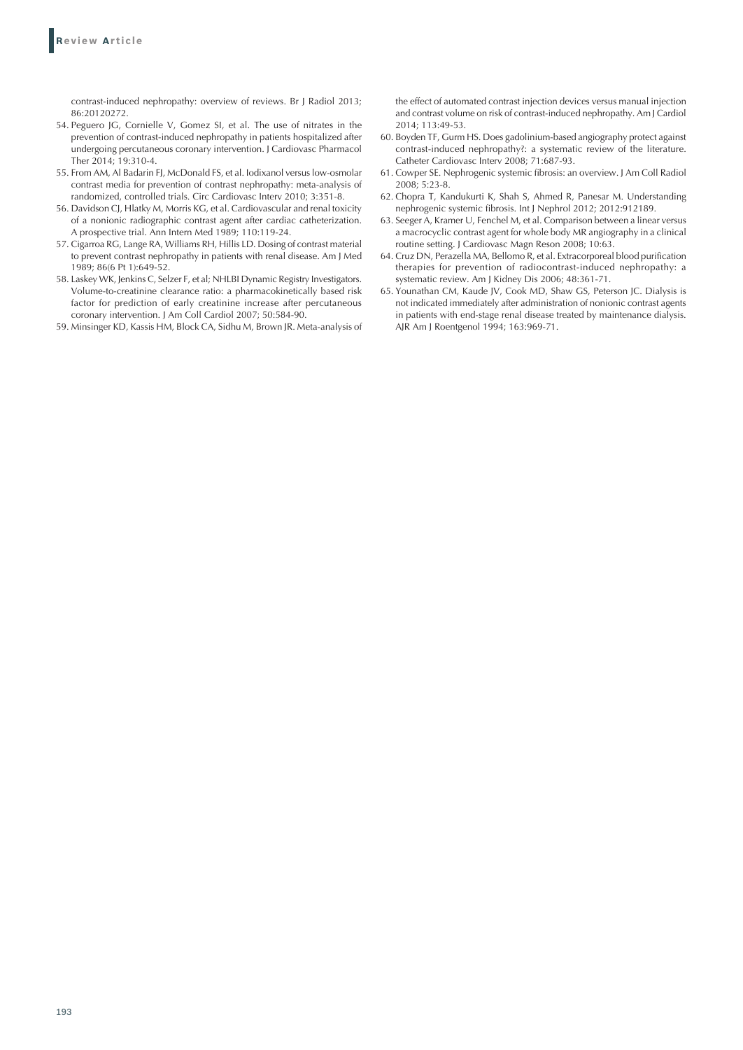contrast-induced nephropathy: overview of reviews. Br J Radiol 2013; 86:20120272.

54. Peguero JG, Cornielle V, Gomez SI, et al. The use of nitrates in the prevention of contrast-induced nephropathy in patients hospitalized after undergoing percutaneous coronary intervention. J Cardiovasc Pharmacol Ther 2014; 19:310-4.
55. From AM, Al Badarin FJ, McDonald FS, et al. Iodixanol versus low-osmolar contrast media for prevention of contrast nephropathy: meta-analysis of randomized, controlled trials. Circ Cardiovasc Interv 2010; 3:351-8.
56. Davidson CJ, Hlatky M, Morris KG, et al. Cardiovascular and renal toxicity of a nonionic radiographic contrast agent after cardiac catheterization. A prospective trial. Ann Intern Med 1989; 110:119-24.
57. Cigarroa RG, Lange RA, Williams RH, Hillis LD. Dosing of contrast material to prevent contrast nephropathy in patients with renal disease. Am J Med 1989; 86(6 Pt 1):649-52.
58. Laskey WK, Jenkins C, Selzer F, et al; NHLBI Dynamic Registry Investigators. Volume-to-creatinine clearance ratio: a pharmacokinetically based risk factor for prediction of early creatinine increase after percutaneous coronary intervention. J Am Coll Cardiol 2007; 50:584-90.
59. Minsinger KD, Kassis HM, Block CA, Sidhu M, Brown JR. Meta-analysis of the effect of automated contrast injection devices versus manual injection and contrast volume on risk of contrast-induced nephropathy. Am J Cardiol 2014; 113:49-53.
60. Boyden TF, Gurm HS. Does gadolinium-based angiography protect against contrast-induced nephropathy?: a systematic review of the literature. Catheter Cardiovasc Interv 2008; 71:687-93.
61. Cowper SE. Nephrogenic systemic fibrosis: an overview. J Am Coll Radiol 2008; 5:23-8.
62. Chopra T, Kandukurti K, Shah S, Ahmed R, Panesar M. Understanding nephrogenic systemic fibrosis. Int J Nephrol 2012; 2012:912189.
63. Seeger A, Kramer U, Fenchel M, et al. Comparison between a linear versus a macrocyclic contrast agent for whole body MR angiography in a clinical routine setting. J Cardiovasc Magn Reson 2008; 10:63.
64. Cruz DN, Perazella MA, Bellomo R, et al. Extracorporeal blood purification therapies for prevention of radiocontrast-induced nephropathy: a systematic review. Am J Kidney Dis 2006; 48:361-71.
65. Younathan CM, Kaude JV, Cook MD, Shaw GS, Peterson JC. Dialysis is not indicated immediately after administration of nonionic contrast agents in patients with end-stage renal disease treated by maintenance dialysis. AJR Am J Roentgenol 1994; 163:969-71.